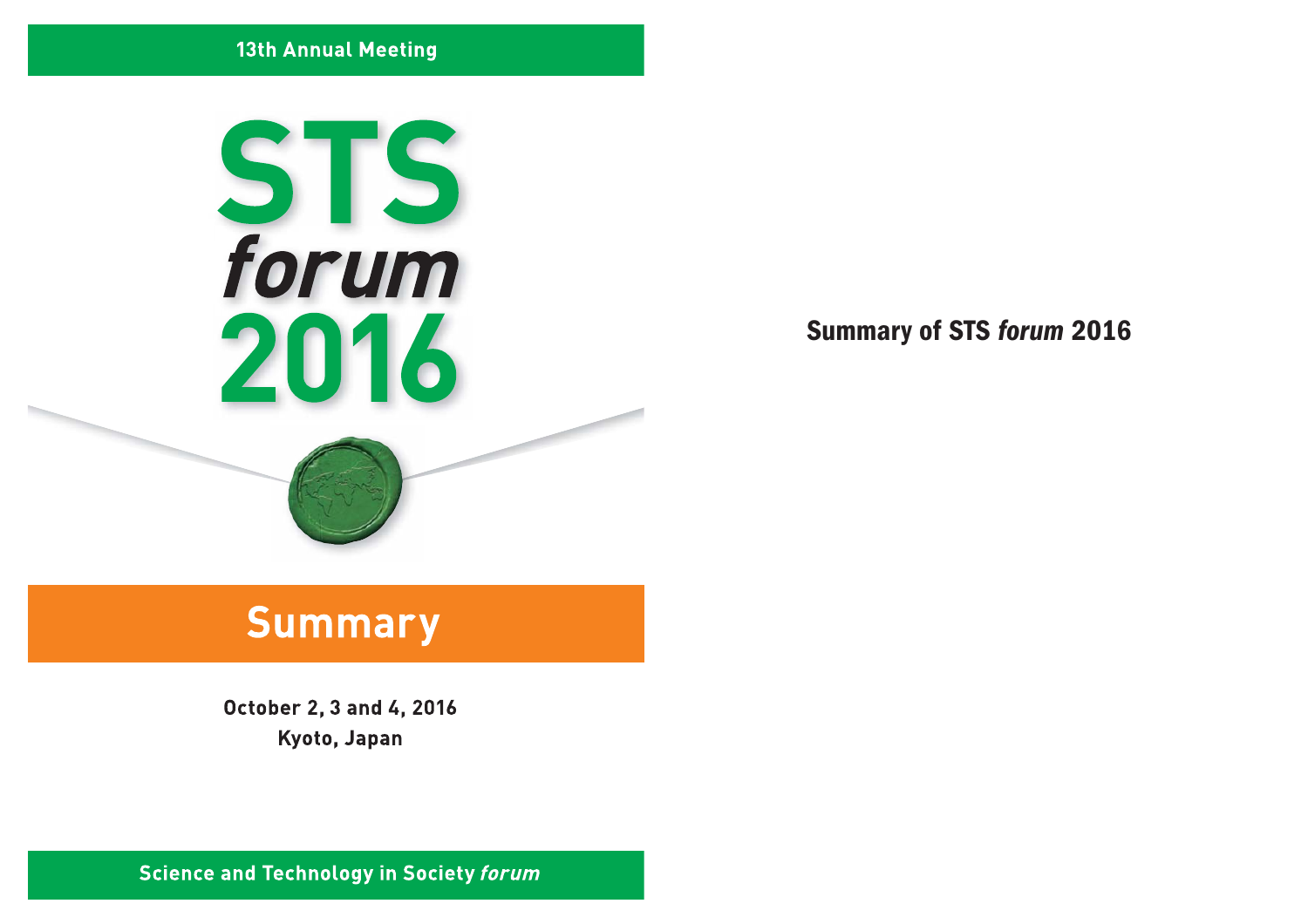13th Annual Meeting

# STS *forum* 2016

## Summary

**October 2, 3 and 4, 2016**
**Kyoto, Japan**

**Science and Technology in Society *forum***

## Summary of STS *forum* 2016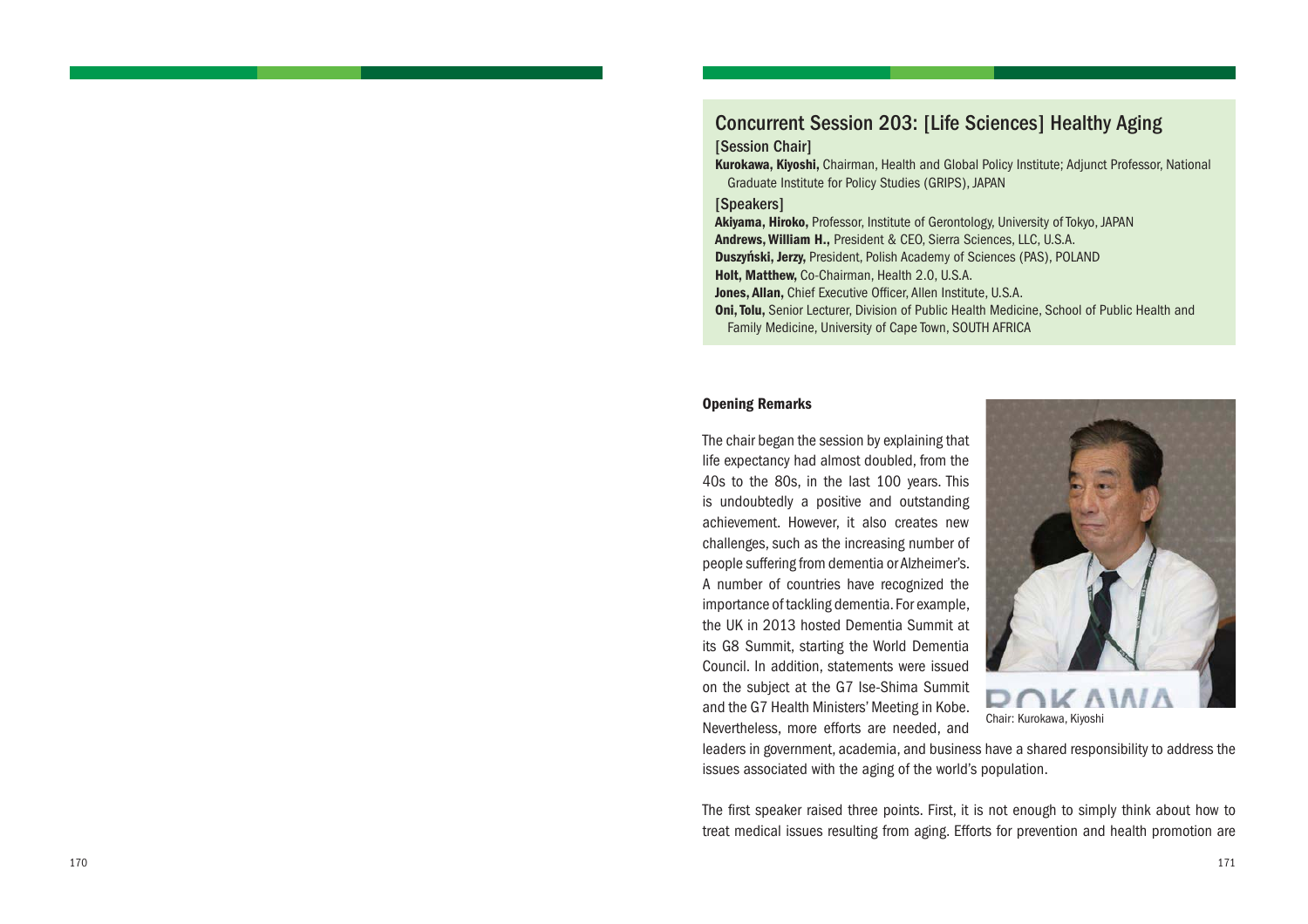## Concurrent Session 203: [Life Sciences] Healthy Aging

[Session Chair]

**Kurokawa, Kiyoshi,** Chairman, Health and Global Policy Institute; Adjunct Professor, National Graduate Institute for Policy Studies (GRIPS), JAPAN

[Speakers]

**Akiyama, Hiroko,** Professor, Institute of Gerontology, University of Tokyo, JAPAN
**Andrews, William H.,** President & CEO, Sierra Sciences, LLC, U.S.A.
**Duszyński, Jerzy,** President, Polish Academy of Sciences (PAS), POLAND
**Holt, Matthew,** Co-Chairman, Health 2.0, U.S.A.
**Jones, Allan,** Chief Executive Officer, Allen Institute, U.S.A.
**Oni, Tolu,** Senior Lecturer, Division of Public Health Medicine, School of Public Health and Family Medicine, University of Cape Town, SOUTH AFRICA

### Opening Remarks

The chair began the session by explaining that life expectancy had almost doubled, from the 40s to the 80s, in the last 100 years. This is undoubtedly a positive and outstanding achievement. However, it also creates new challenges, such as the increasing number of people suffering from dementia or Alzheimer's. A number of countries have recognized the importance of tackling dementia. For example, the UK in 2013 hosted Dementia Summit at its G8 Summit, starting the World Dementia Council. In addition, statements were issued on the subject at the G7 Ise-Shima Summit and the G7 Health Ministers' Meeting in Kobe. Nevertheless, more efforts are needed, and leaders in government, academia, and business have a shared responsibility to address the issues associated with the aging of the world's population.

Chair: Kurokawa, Kiyoshi

The first speaker raised three points. First, it is not enough to simply think about how to treat medical issues resulting from aging. Efforts for prevention and health promotion are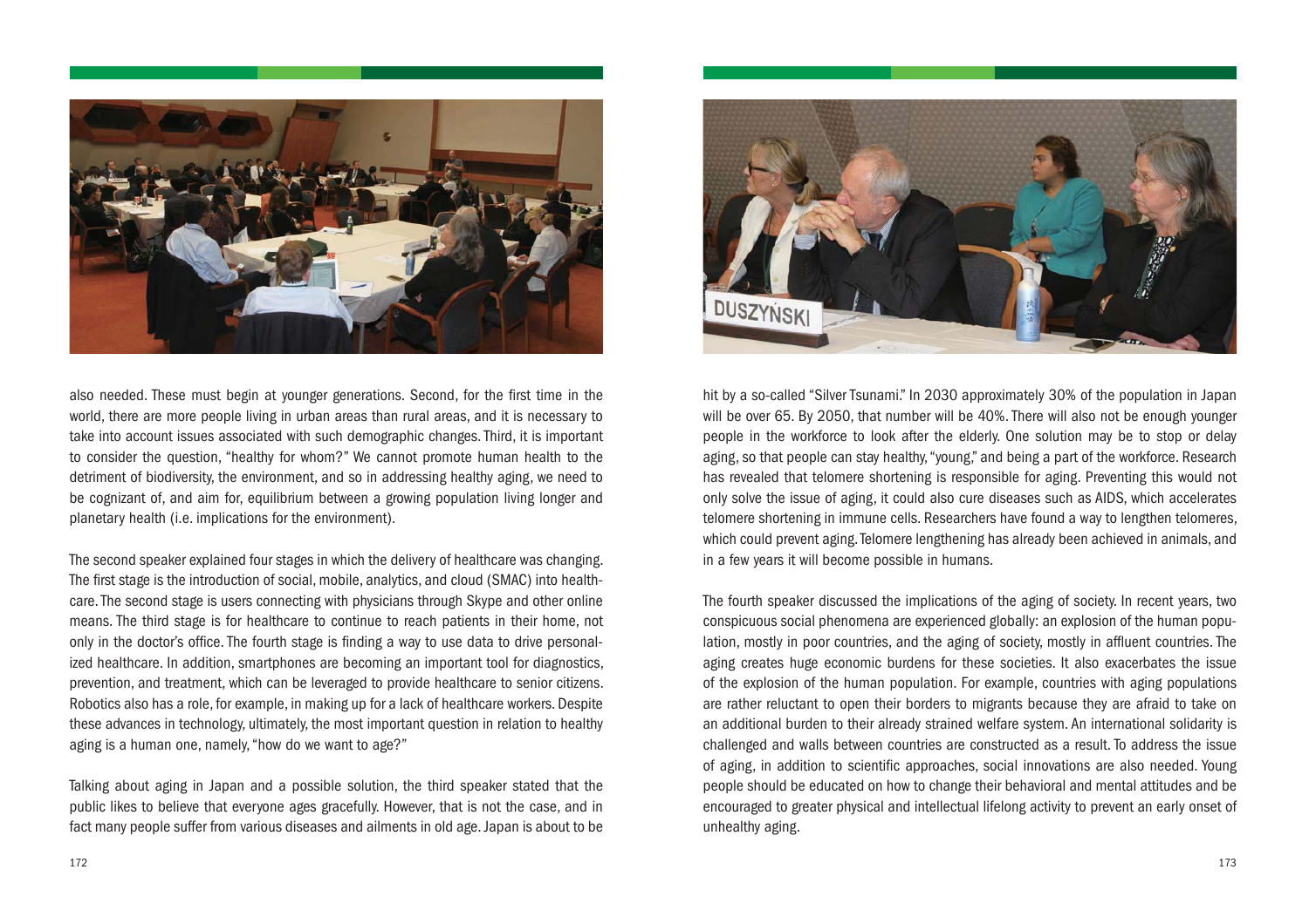also needed. These must begin at younger generations. Second, for the first time in the world, there are more people living in urban areas than rural areas, and it is necessary to take into account issues associated with such demographic changes. Third, it is important to consider the question, "healthy for whom?" We cannot promote human health to the detriment of biodiversity, the environment, and so in addressing healthy aging, we need to be cognizant of, and aim for, equilibrium between a growing population living longer and planetary health (i.e. implications for the environment).

The second speaker explained four stages in which the delivery of healthcare was changing. The first stage is the introduction of social, mobile, analytics, and cloud (SMAC) into healthcare. The second stage is users connecting with physicians through Skype and other online means. The third stage is for healthcare to continue to reach patients in their home, not only in the doctor's office. The fourth stage is finding a way to use data to drive personalized healthcare. In addition, smartphones are becoming an important tool for diagnostics, prevention, and treatment, which can be leveraged to provide healthcare to senior citizens. Robotics also has a role, for example, in making up for a lack of healthcare workers. Despite these advances in technology, ultimately, the most important question in relation to healthy aging is a human one, namely, "how do we want to age?"

Talking about aging in Japan and a possible solution, the third speaker stated that the public likes to believe that everyone ages gracefully. However, that is not the case, and in fact many people suffer from various diseases and ailments in old age. Japan is about to be hit by a so-called "Silver Tsunami." In 2030 approximately 30% of the population in Japan will be over 65. By 2050, that number will be 40%. There will also not be enough younger people in the workforce to look after the elderly. One solution may be to stop or delay aging, so that people can stay healthy, "young," and being a part of the workforce. Research has revealed that telomere shortening is responsible for aging. Preventing this would not only solve the issue of aging, it could also cure diseases such as AIDS, which accelerates telomere shortening in immune cells. Researchers have found a way to lengthen telomeres, which could prevent aging. Telomere lengthening has already been achieved in animals, and in a few years it will become possible in humans.

The fourth speaker discussed the implications of the aging of society. In recent years, two conspicuous social phenomena are experienced globally: an explosion of the human population, mostly in poor countries, and the aging of society, mostly in affluent countries. The aging creates huge economic burdens for these societies. It also exacerbates the issue of the explosion of the human population. For example, countries with aging populations are rather reluctant to open their borders to migrants because they are afraid to take on an additional burden to their already strained welfare system. An international solidarity is challenged and walls between countries are constructed as a result. To address the issue of aging, in addition to scientific approaches, social innovations are also needed. Young people should be educated on how to change their behavioral and mental attitudes and be encouraged to greater physical and intellectual lifelong activity to prevent an early onset of unhealthy aging.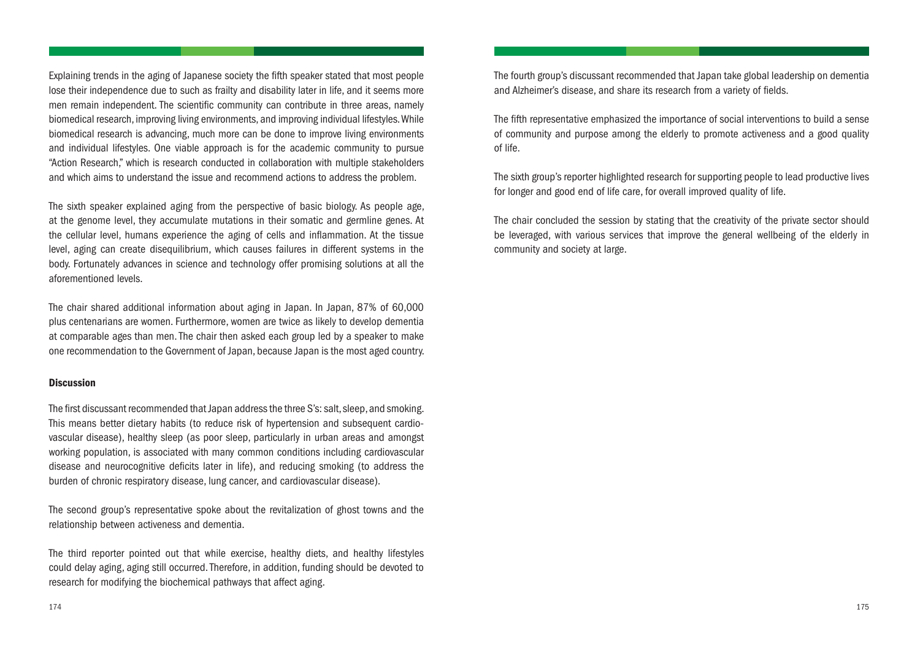Explaining trends in the aging of Japanese society the fifth speaker stated that most people lose their independence due to such as frailty and disability later in life, and it seems more men remain independent. The scientific community can contribute in three areas, namely biomedical research, improving living environments, and improving individual lifestyles. While biomedical research is advancing, much more can be done to improve living environments and individual lifestyles. One viable approach is for the academic community to pursue "Action Research," which is research conducted in collaboration with multiple stakeholders and which aims to understand the issue and recommend actions to address the problem.

The sixth speaker explained aging from the perspective of basic biology. As people age, at the genome level, they accumulate mutations in their somatic and germline genes. At the cellular level, humans experience the aging of cells and inflammation. At the tissue level, aging can create disequilibrium, which causes failures in different systems in the body. Fortunately advances in science and technology offer promising solutions at all the aforementioned levels.

The chair shared additional information about aging in Japan. In Japan, 87% of 60,000 plus centenarians are women. Furthermore, women are twice as likely to develop dementia at comparable ages than men. The chair then asked each group led by a speaker to make one recommendation to the Government of Japan, because Japan is the most aged country.

**Discussion**

The first discussant recommended that Japan address the three S's: salt, sleep, and smoking. This means better dietary habits (to reduce risk of hypertension and subsequent cardio-vascular disease), healthy sleep (as poor sleep, particularly in urban areas and amongst working population, is associated with many common conditions including cardiovascular disease and neurocognitive deficits later in life), and reducing smoking (to address the burden of chronic respiratory disease, lung cancer, and cardiovascular disease).

The second group's representative spoke about the revitalization of ghost towns and the relationship between activeness and dementia.

The third reporter pointed out that while exercise, healthy diets, and healthy lifestyles could delay aging, aging still occurred. Therefore, in addition, funding should be devoted to research for modifying the biochemical pathways that affect aging.

The fourth group's discussant recommended that Japan take global leadership on dementia and Alzheimer's disease, and share its research from a variety of fields.

The fifth representative emphasized the importance of social interventions to build a sense of community and purpose among the elderly to promote activeness and a good quality of life.

The sixth group's reporter highlighted research for supporting people to lead productive lives for longer and good end of life care, for overall improved quality of life.

The chair concluded the session by stating that the creativity of the private sector should be leveraged, with various services that improve the general wellbeing of the elderly in community and society at large.